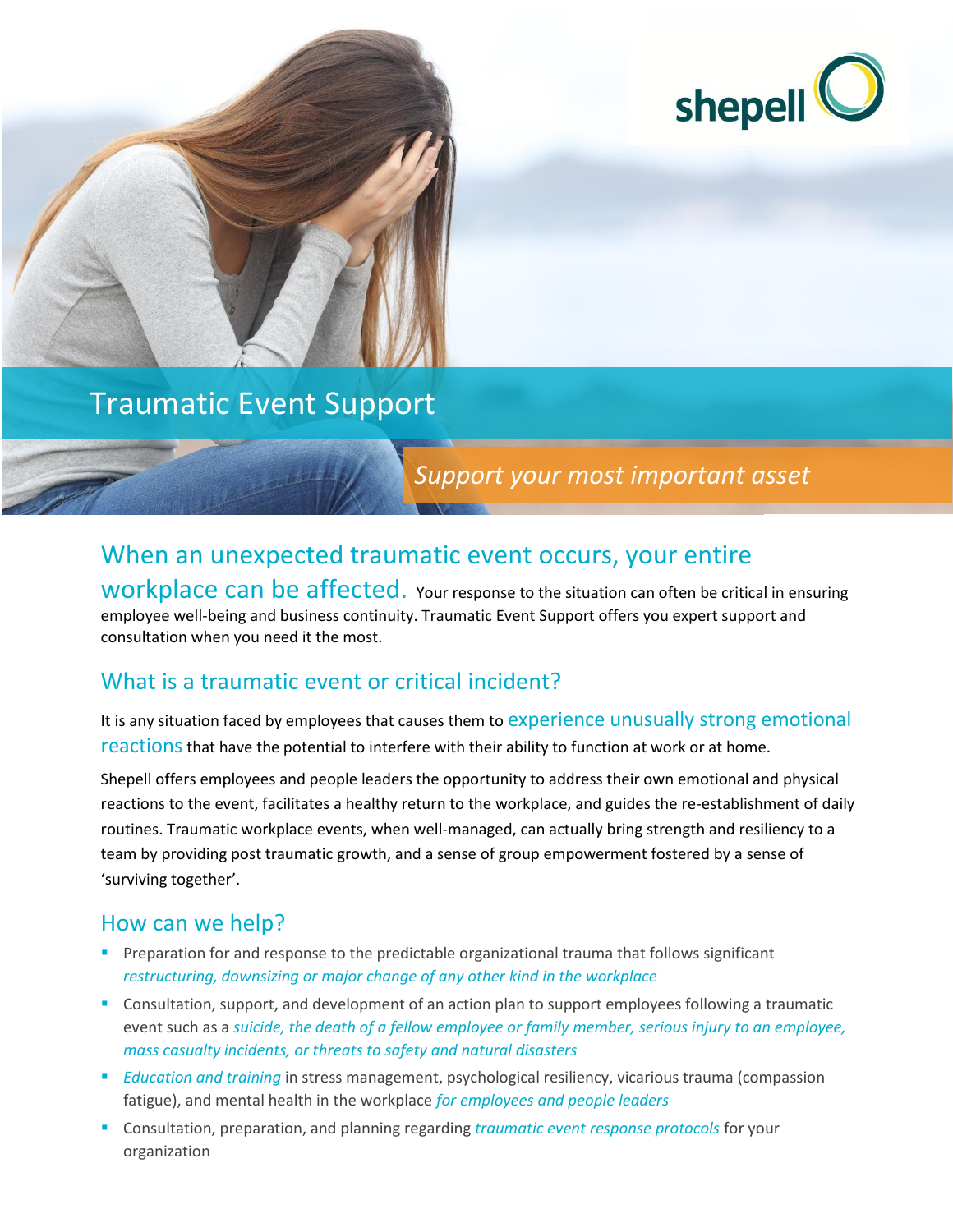shepell

# Traumatic Event Support

*Support your most important asset*

## When an unexpected traumatic event occurs, your entire workplace can be affected.

Your response to the situation can often be critical in ensuring employee well-being and business continuity. Traumatic Event Support offers you expert support and consultation when you need it the most.

## What is a traumatic event or critical incident?

It is any situation faced by employees that causes them to experience unusually strong emotional reactions that have the potential to interfere with their ability to function at work or at home.

Shepell offers employees and people leaders the opportunity to address their own emotional and physical reactions to the event, facilitates a healthy return to the workplace, and guides the re-establishment of daily routines. Traumatic workplace events, when well-managed, can actually bring strength and resiliency to a team by providing post traumatic growth, and a sense of group empowerment fostered by a sense of 'surviving together'.

## How can we help?

- Preparation for and response to the predictable organizational trauma that follows significant *restructuring, downsizing or major change of any other kind in the workplace*
- Consultation, support, and development of an action plan to support employees following a traumatic event such as a *suicide, the death of a fellow employee or family member, serious injury to an employee, mass casualty incidents, or threats to safety and natural disasters*
- *Education and training* in stress management, psychological resiliency, vicarious trauma (compassion fatigue), and mental health in the workplace *for employees and people leaders*
- Consultation, preparation, and planning regarding *traumatic event response protocols* for your organization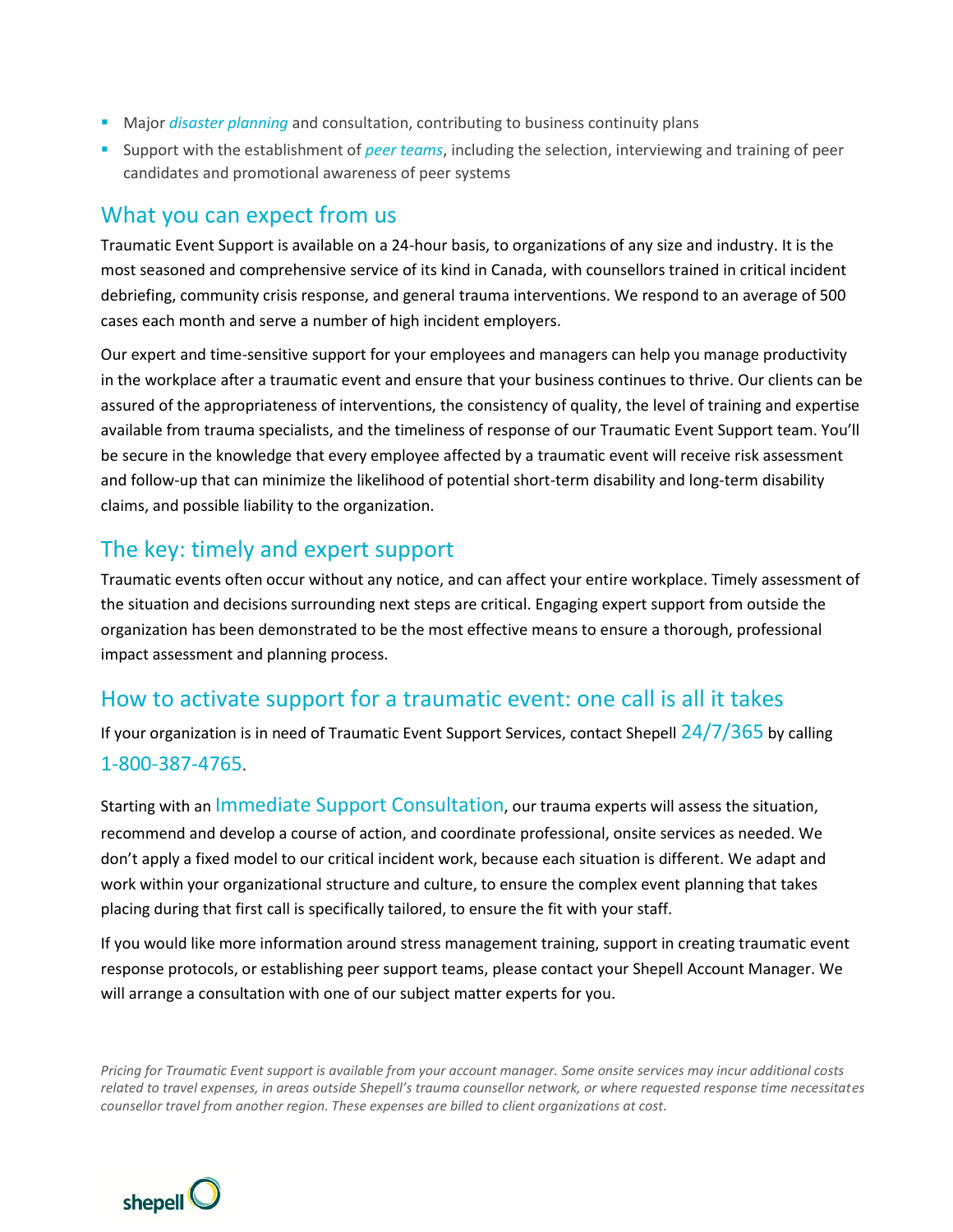- Major *disaster planning* and consultation, contributing to business continuity plans
- Support with the establishment of *peer teams*, including the selection, interviewing and training of peer candidates and promotional awareness of peer systems

## What you can expect from us

Traumatic Event Support is available on a 24-hour basis, to organizations of any size and industry. It is the most seasoned and comprehensive service of its kind in Canada, with counsellors trained in critical incident debriefing, community crisis response, and general trauma interventions. We respond to an average of 500 cases each month and serve a number of high incident employers.

Our expert and time-sensitive support for your employees and managers can help you manage productivity in the workplace after a traumatic event and ensure that your business continues to thrive. Our clients can be assured of the appropriateness of interventions, the consistency of quality, the level of training and expertise available from trauma specialists, and the timeliness of response of our Traumatic Event Support team. You'll be secure in the knowledge that every employee affected by a traumatic event will receive risk assessment and follow-up that can minimize the likelihood of potential short-term disability and long-term disability claims, and possible liability to the organization.

## The key: timely and expert support

Traumatic events often occur without any notice, and can affect your entire workplace. Timely assessment of the situation and decisions surrounding next steps are critical. Engaging expert support from outside the organization has been demonstrated to be the most effective means to ensure a thorough, professional impact assessment and planning process.

## How to activate support for a traumatic event: one call is all it takes

If your organization is in need of Traumatic Event Support Services, contact Shepell 24/7/365 by calling 1-800-387-4765.

Starting with an Immediate Support Consultation, our trauma experts will assess the situation, recommend and develop a course of action, and coordinate professional, onsite services as needed. We don't apply a fixed model to our critical incident work, because each situation is different. We adapt and work within your organizational structure and culture, to ensure the complex event planning that takes placing during that first call is specifically tailored, to ensure the fit with your staff.

If you would like more information around stress management training, support in creating traumatic event response protocols, or establishing peer support teams, please contact your Shepell Account Manager. We will arrange a consultation with one of our subject matter experts for you.

*Pricing for Traumatic Event support is available from your account manager. Some onsite services may incur additional costs related to travel expenses, in areas outside Shepell's trauma counsellor network, or where requested response time necessitates counsellor travel from another region. These expenses are billed to client organizations at cost.*

shepell